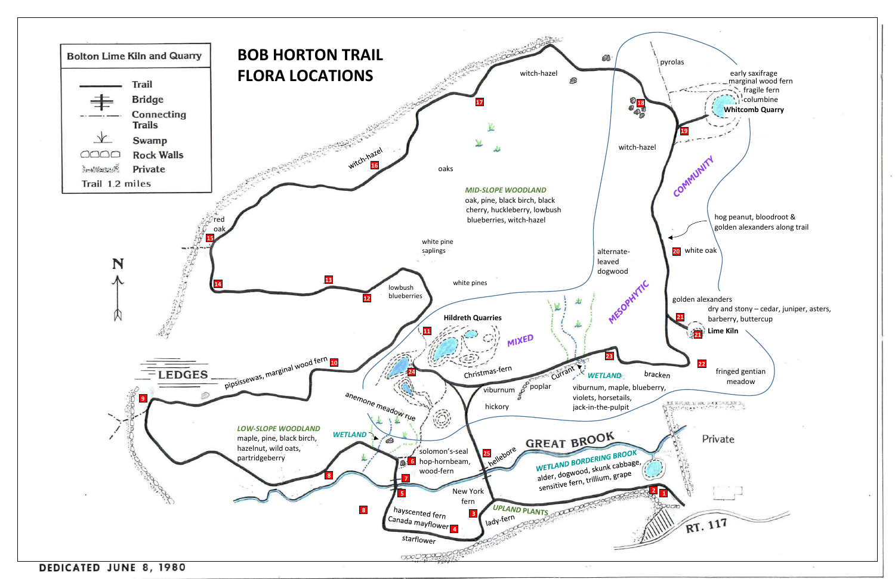# BOB HORTON TRAIL
# FLORA LOCATIONS

**Bolton Lime Kiln and Quarry**

- Trail
- Bridge
- Connecting Trails
- Swamp
- Rock Walls
- Private

Trail 1.2 miles

N

witch-hazel

17

18

pyrolas

early saxifrage
marginal wood fern
fragile fern
columbine
**Whitcomb Quarry**

19

witch-hazel

16

oaks

*MID-SLOPE WOODLAND*
oak, pine, black birch, black cherry, huckleberry, lowbush blueberries, witch-hazel

COMMUNITY

hog peanut, bloodroot & golden alexanders along trail

red oak

15

white pine saplings

alternate-leaved dogwood

20 white oak

14

13

12

lowbush blueberries

white pines

MESOPHYTIC

golden alexanders
dry and stony – cedar, juniper, asters, barberry, buttercup

21

21 **Lime Kiln**

**Hildreth Quarries**

11

MIXED

23

22

fringed gentian meadow

LEDGES

pipsissewas, marginal wood fern 10

24

Christmas-fern

Currant

*WETLAND*

bracken

9

anemone meadow rue

viburnum

poplar

viburnum, maple, blueberry, violets, horsetails, jack-in-the-pulpit

hickory

*LOW-SLOPE WOODLAND*
maple, pine, black birch, hazelnut, wild oats, partridgeberry

*WETLAND*

solomon's-seal
hop-hornbeam,
wood-fern

6

25

hellebore

GREAT BROOK

*WETLAND BORDERING BROOK*
alder, dogwood, skunk cabbage, sensitive fern, trillium, grape

Private

8

7

5

New York fern

2 1

8

hayscented fern
Canada mayflower 4

3

*UPLAND PLANTS*

lady-fern

starflower

RT. 117

DEDICATED JUNE 8, 1980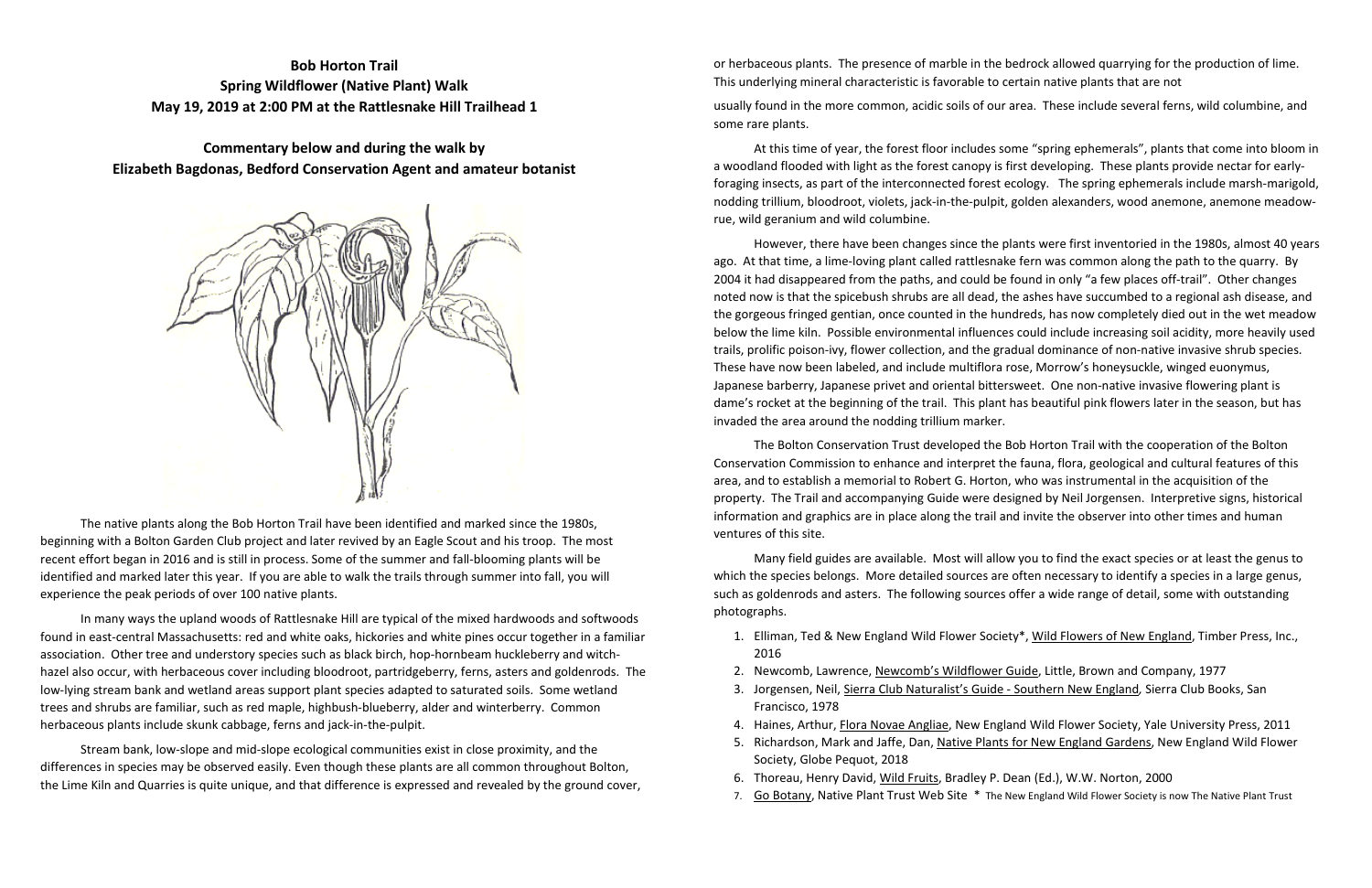**Bob Horton Trail**
**Spring Wildflower (Native Plant) Walk**
**May 19, 2019 at 2:00 PM at the Rattlesnake Hill Trailhead 1**

**Commentary below and during the walk by**
**Elizabeth Bagdonas, Bedford Conservation Agent and amateur botanist**

The native plants along the Bob Horton Trail have been identified and marked since the 1980s, beginning with a Bolton Garden Club project and later revived by an Eagle Scout and his troop. The most recent effort began in 2016 and is still in process. Some of the summer and fall-blooming plants will be identified and marked later this year. If you are able to walk the trails through summer into fall, you will experience the peak periods of over 100 native plants.

In many ways the upland woods of Rattlesnake Hill are typical of the mixed hardwoods and softwoods found in east-central Massachusetts: red and white oaks, hickories and white pines occur together in a familiar association. Other tree and understory species such as black birch, hop-hornbeam huckleberry and witch-hazel also occur, with herbaceous cover including bloodroot, partridgeberry, ferns, asters and goldenrods. The low-lying stream bank and wetland areas support plant species adapted to saturated soils. Some wetland trees and shrubs are familiar, such as red maple, highbush-blueberry, alder and winterberry. Common herbaceous plants include skunk cabbage, ferns and jack-in-the-pulpit.

Stream bank, low-slope and mid-slope ecological communities exist in close proximity, and the differences in species may be observed easily. Even though these plants are all common throughout Bolton, the Lime Kiln and Quarries is quite unique, and that difference is expressed and revealed by the ground cover, or herbaceous plants. The presence of marble in the bedrock allowed quarrying for the production of lime. This underlying mineral characteristic is favorable to certain native plants that are not usually found in the more common, acidic soils of our area. These include several ferns, wild columbine, and some rare plants.

At this time of year, the forest floor includes some "spring ephemerals", plants that come into bloom in a woodland flooded with light as the forest canopy is first developing. These plants provide nectar for early-foraging insects, as part of the interconnected forest ecology. The spring ephemerals include marsh-marigold, nodding trillium, bloodroot, violets, jack-in-the-pulpit, golden alexanders, wood anemone, anemone meadow-rue, wild geranium and wild columbine.

However, there have been changes since the plants were first inventoried in the 1980s, almost 40 years ago. At that time, a lime-loving plant called rattlesnake fern was common along the path to the quarry. By 2004 it had disappeared from the paths, and could be found in only "a few places off-trail". Other changes noted now is that the spicebush shrubs are all dead, the ashes have succumbed to a regional ash disease, and the gorgeous fringed gentian, once counted in the hundreds, has now completely died out in the wet meadow below the lime kiln. Possible environmental influences could include increasing soil acidity, more heavily used trails, prolific poison-ivy, flower collection, and the gradual dominance of non-native invasive shrub species. These have now been labeled, and include multiflora rose, Morrow's honeysuckle, winged euonymus, Japanese barberry, Japanese privet and oriental bittersweet. One non-native invasive flowering plant is dame's rocket at the beginning of the trail. This plant has beautiful pink flowers later in the season, but has invaded the area around the nodding trillium marker.

The Bolton Conservation Trust developed the Bob Horton Trail with the cooperation of the Bolton Conservation Commission to enhance and interpret the fauna, flora, geological and cultural features of this area, and to establish a memorial to Robert G. Horton, who was instrumental in the acquisition of the property. The Trail and accompanying Guide were designed by Neil Jorgensen. Interpretive signs, historical information and graphics are in place along the trail and invite the observer into other times and human ventures of this site.

Many field guides are available. Most will allow you to find the exact species or at least the genus to which the species belongs. More detailed sources are often necessary to identify a species in a large genus, such as goldenrods and asters. The following sources offer a wide range of detail, some with outstanding photographs.

1. Elliman, Ted & New England Wild Flower Society*, Wild Flowers of New England, Timber Press, Inc., 2016
2. Newcomb, Lawrence, Newcomb's Wildflower Guide, Little, Brown and Company, 1977
3. Jorgensen, Neil, Sierra Club Naturalist's Guide - Southern New England, Sierra Club Books, San Francisco, 1978
4. Haines, Arthur, Flora Novae Angliae, New England Wild Flower Society, Yale University Press, 2011
5. Richardson, Mark and Jaffe, Dan, Native Plants for New England Gardens, New England Wild Flower Society, Globe Pequot, 2018
6. Thoreau, Henry David, Wild Fruits, Bradley P. Dean (Ed.), W.W. Norton, 2000
7. Go Botany, Native Plant Trust Web Site

\* The New England Wild Flower Society is now The Native Plant Trust